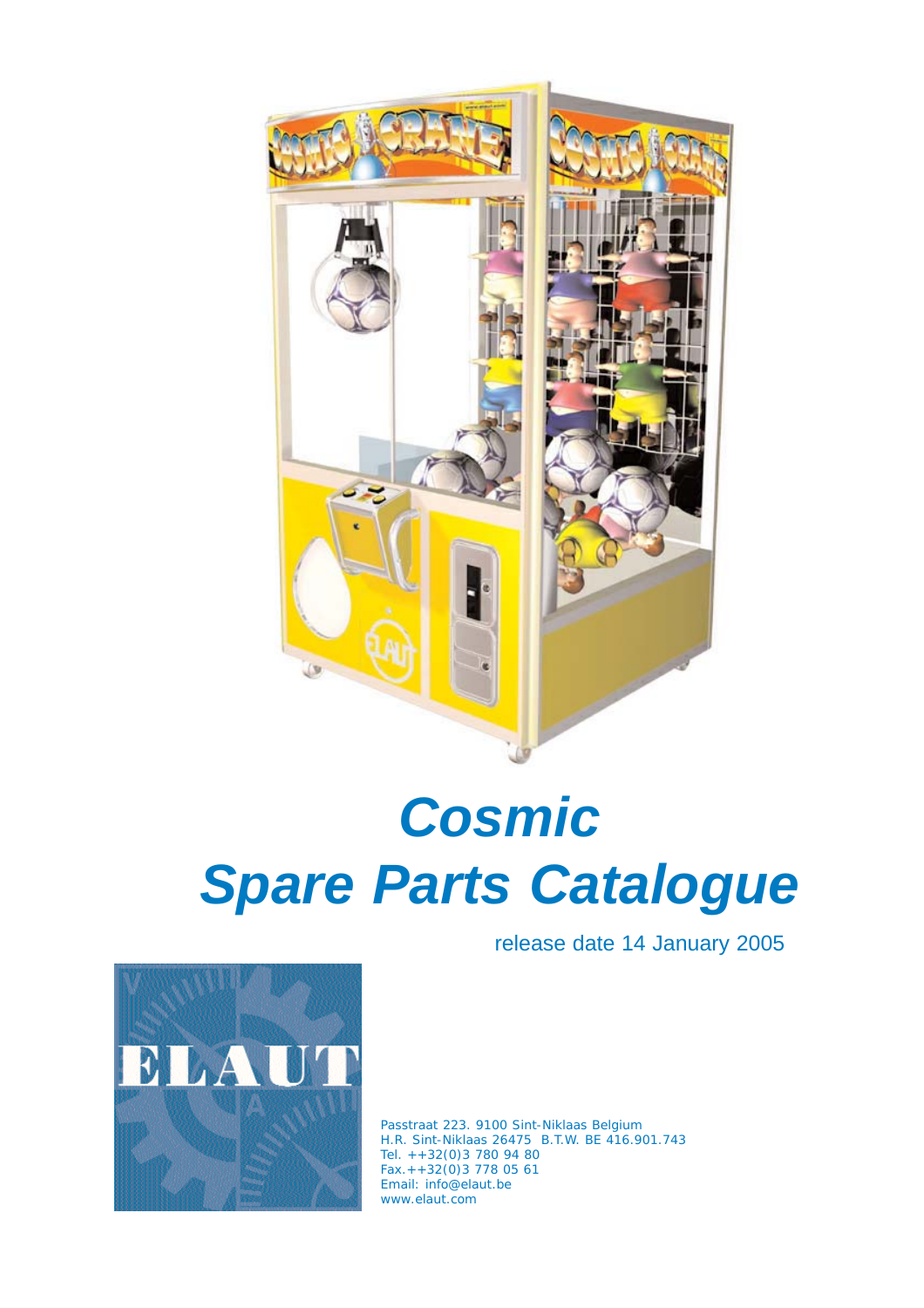# Cosmic
# Spare Parts Catalogue

release date 14 January 2005

ELAUT

Passtraat 223. 9100 Sint-Niklaas Belgium
H.R. Sint-Niklaas 26475 B.T.W. BE 416.901.743
Tel. ++32(0)3 780 94 80
Fax.++32(0)3 778 05 61
Email: info@elaut.be
www.elaut.com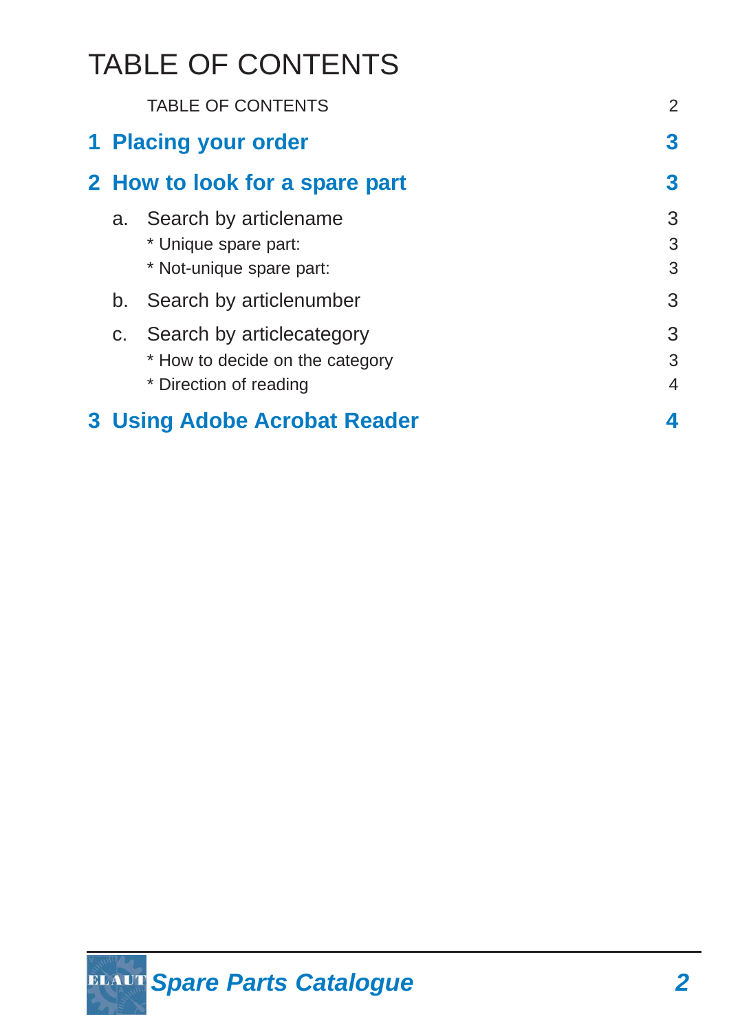# TABLE OF CONTENTS

| | |
|---|---|
| TABLE OF CONTENTS | 2 |
| **1 Placing your order** | **3** |
| **2 How to look for a spare part** | **3** |
| a. Search by articlename | 3 |
| * Unique spare part: | 3 |
| * Not-unique spare part: | 3 |
| b. Search by articlenumber | 3 |
| c. Search by articlecategory | 3 |
| * How to decide on the category | 3 |
| * Direction of reading | 4 |
| **3 Using Adobe Acrobat Reader** | **4** |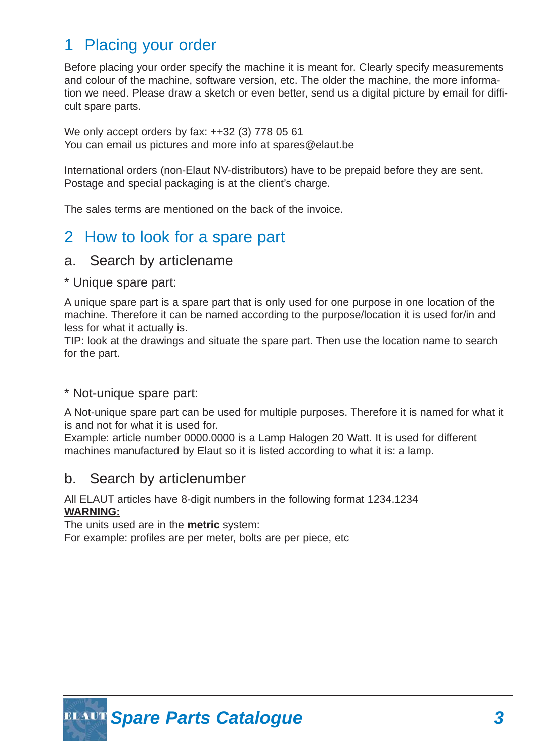# 1 Placing your order

Before placing your order specify the machine it is meant for. Clearly specify measurements and colour of the machine, software version, etc. The older the machine, the more information we need. Please draw a sketch or even better, send us a digital picture by email for difficult spare parts.

We only accept orders by fax: ++32 (3) 778 05 61
You can email us pictures and more info at spares@elaut.be

International orders (non-Elaut NV-distributors) have to be prepaid before they are sent. Postage and special packaging is at the client's charge.

The sales terms are mentioned on the back of the invoice.

# 2 How to look for a spare part

## a. Search by articlename

### * Unique spare part:

A unique spare part is a spare part that is only used for one purpose in one location of the machine. Therefore it can be named according to the purpose/location it is used for/in and less for what it actually is.
TIP: look at the drawings and situate the spare part. Then use the location name to search for the part.

### * Not-unique spare part:

A Not-unique spare part can be used for multiple purposes. Therefore it is named for what it is and not for what it is used for.
Example: article number 0000.0000 is a Lamp Halogen 20 Watt. It is used for different machines manufactured by Elaut so it is listed according to what it is: a lamp.

## b. Search by articlenumber

All ELAUT articles have 8-digit numbers in the following format 1234.1234
**WARNING:**
The units used are in the **metric** system:
For example: profiles are per meter, bolts are per piece, etc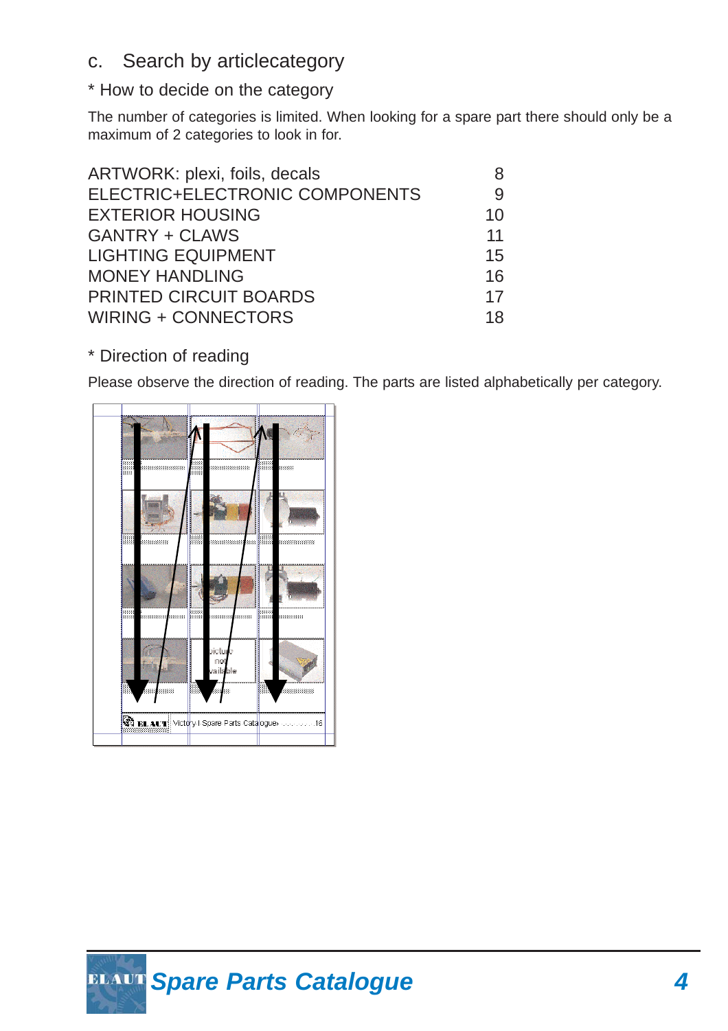## c. Search by articlecategory

### * How to decide on the category

The number of categories is limited. When looking for a spare part there should only be a maximum of 2 categories to look in for.

| | |
|---|---|
| ARTWORK: plexi, foils, decals | 8 |
| ELECTRIC+ELECTRONIC COMPONENTS | 9 |
| EXTERIOR HOUSING | 10 |
| GANTRY + CLAWS | 11 |
| LIGHTING EQUIPMENT | 15 |
| MONEY HANDLING | 16 |
| PRINTED CIRCUIT BOARDS | 17 |
| WIRING + CONNECTORS | 18 |

### * Direction of reading

Please observe the direction of reading. The parts are listed alphabetically per category.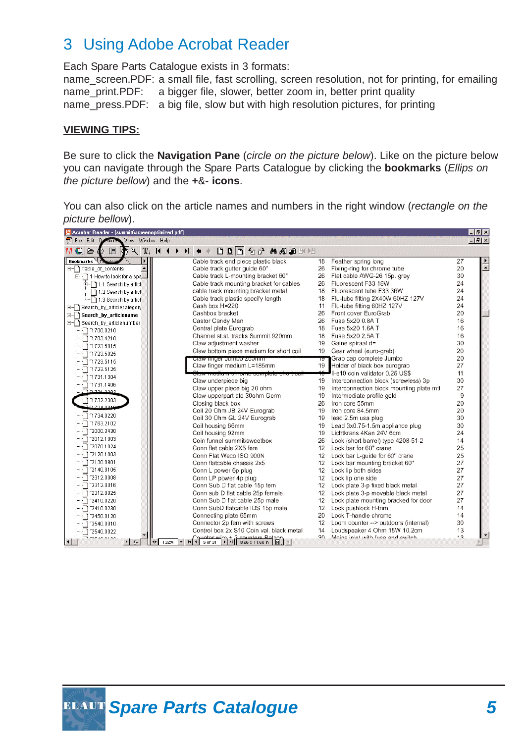# 3 Using Adobe Acrobat Reader

Each Spare Parts Catalogue exists in 3 formats:

name_screen.PDF: a small file, fast scrolling, screen resolution, not for printing, for emailing
name_print.PDF: a bigger file, slower, better zoom in, better print quality
name_press.PDF: a big file, slow but with high resolution pictures, for printing

**VIEWING TIPS:**

Be sure to click the **Navigation Pane** (*circle on the picture below*). Like on the picture below you can navigate through the Spare Parts Catalogue by clicking the **bookmarks** (*Ellips on the picture bellow*) and the **+**&**- icons**.

You can also click on the article names and numbers in the right window (*rectangle on the picture bellow*).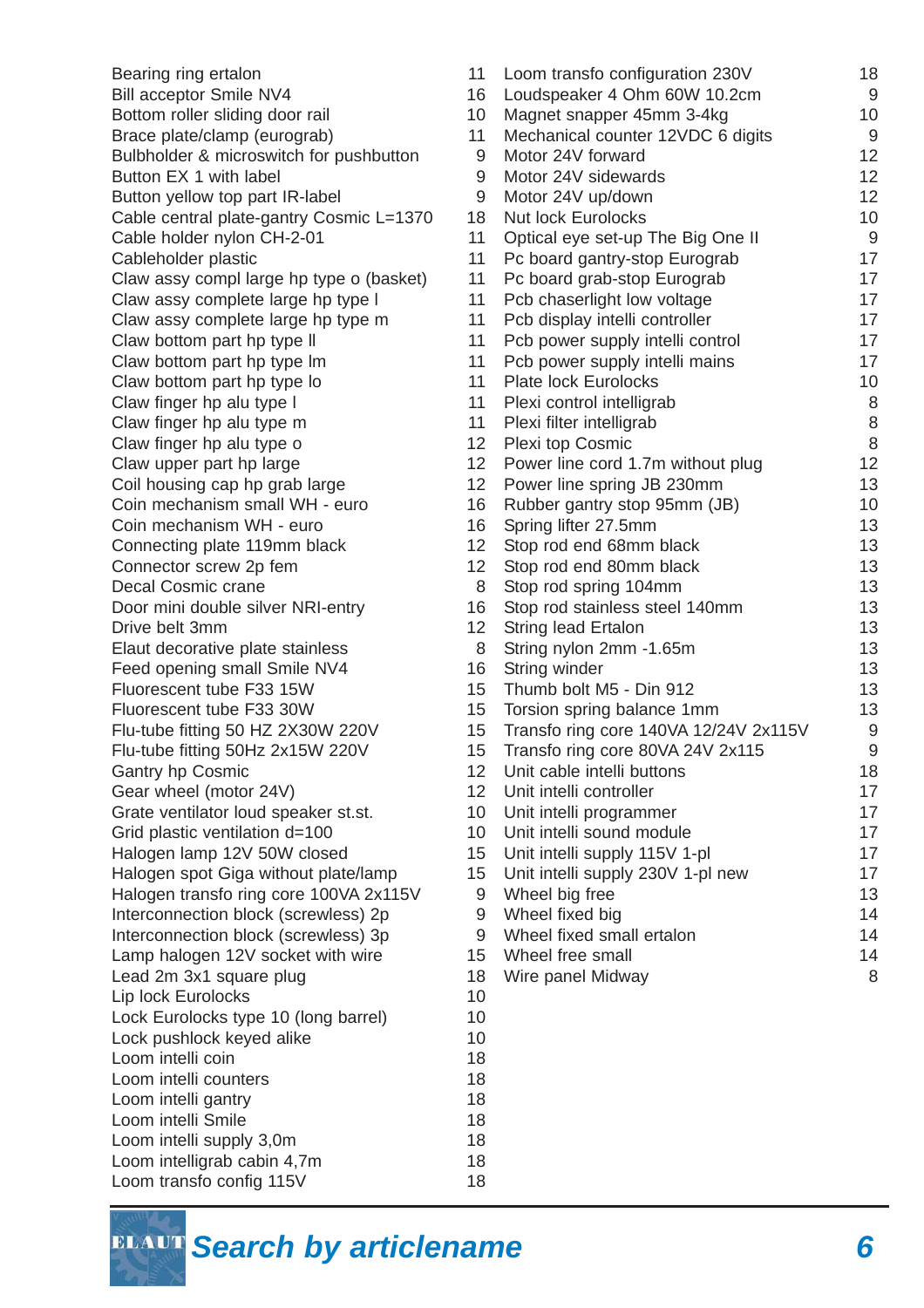## Search by articlename

| Article name | Page |
|---|---|
| Bearing ring ertalon | 11 |
| Bill acceptor Smile NV4 | 16 |
| Bottom roller sliding door rail | 10 |
| Brace plate/clamp (eurograb) | 11 |
| Bulbholder & microswitch for pushbutton | 9 |
| Button EX 1 with label | 9 |
| Button yellow top part IR-label | 9 |
| Cable central plate-gantry Cosmic L=1370 | 18 |
| Cable holder nylon CH-2-01 | 11 |
| Cableholder plastic | 11 |
| Claw assy compl large hp type o (basket) | 11 |
| Claw assy complete large hp type l | 11 |
| Claw assy complete large hp type m | 11 |
| Claw bottom part hp type ll | 11 |
| Claw bottom part hp type lm | 11 |
| Claw bottom part hp type lo | 11 |
| Claw finger hp alu type l | 11 |
| Claw finger hp alu type m | 11 |
| Claw finger hp alu type o | 12 |
| Claw upper part hp large | 12 |
| Coil housing cap hp grab large | 12 |
| Coin mechanism small WH - euro | 16 |
| Coin mechanism WH - euro | 16 |
| Connecting plate 119mm black | 12 |
| Connector screw 2p fem | 12 |
| Decal Cosmic crane | 8 |
| Door mini double silver NRI-entry | 16 |
| Drive belt 3mm | 12 |
| Elaut decorative plate stainless | 8 |
| Feed opening small Smile NV4 | 16 |
| Fluorescent tube F33 15W | 15 |
| Fluorescent tube F33 30W | 15 |
| Flu-tube fitting 50 HZ 2X30W 220V | 15 |
| Flu-tube fitting 50Hz 2x15W 220V | 15 |
| Gantry hp Cosmic | 12 |
| Gear wheel (motor 24V) | 12 |
| Grate ventilator loud speaker st.st. | 10 |
| Grid plastic ventilation d=100 | 10 |
| Halogen lamp 12V 50W closed | 15 |
| Halogen spot Giga without plate/lamp | 15 |
| Halogen transfo ring core 100VA 2x115V | 9 |
| Interconnection block (screwless) 2p | 9 |
| Interconnection block (screwless) 3p | 9 |
| Lamp halogen 12V socket with wire | 15 |
| Lead 2m 3x1 square plug | 18 |
| Lip lock Eurolocks | 10 |
| Lock Eurolocks type 10 (long barrel) | 10 |
| Lock pushlock keyed alike | 10 |
| Loom intelli coin | 18 |
| Loom intelli counters | 18 |
| Loom intelli gantry | 18 |
| Loom intelli Smile | 18 |
| Loom intelli supply 3,0m | 18 |
| Loom intelligrab cabin 4,7m | 18 |
| Loom transfo config 115V | 18 |
| Loom transfo configuration 230V | 18 |
| Loudspeaker 4 Ohm 60W 10.2cm | 9 |
| Magnet snapper 45mm 3-4kg | 10 |
| Mechanical counter 12VDC 6 digits | 9 |
| Motor 24V forward | 12 |
| Motor 24V sidewards | 12 |
| Motor 24V up/down | 12 |
| Nut lock Eurolocks | 10 |
| Optical eye set-up The Big One II | 9 |
| Pc board gantry-stop Eurograb | 17 |
| Pc board grab-stop Eurograb | 17 |
| Pcb chaserlight low voltage | 17 |
| Pcb display intelli controller | 17 |
| Pcb power supply intelli control | 17 |
| Pcb power supply intelli mains | 17 |
| Plate lock Eurolocks | 10 |
| Plexi control intelligrab | 8 |
| Plexi filter intelligrab | 8 |
| Plexi top Cosmic | 8 |
| Power line cord 1.7m without plug | 12 |
| Power line spring JB 230mm | 13 |
| Rubber gantry stop 95mm (JB) | 10 |
| Spring lifter 27.5mm | 13 |
| Stop rod end 68mm black | 13 |
| Stop rod end 80mm black | 13 |
| Stop rod spring 104mm | 13 |
| Stop rod stainless steel 140mm | 13 |
| String lead Ertalon | 13 |
| String nylon 2mm -1.65m | 13 |
| String winder | 13 |
| Thumb bolt M5 - Din 912 | 13 |
| Torsion spring balance 1mm | 13 |
| Transfo ring core 140VA 12/24V 2x115V | 9 |
| Transfo ring core 80VA 24V 2x115 | 9 |
| Unit cable intelli buttons | 18 |
| Unit intelli controller | 17 |
| Unit intelli programmer | 17 |
| Unit intelli sound module | 17 |
| Unit intelli supply 115V 1-pl | 17 |
| Unit intelli supply 230V 1-pl new | 17 |
| Wheel big free | 13 |
| Wheel fixed big | 14 |
| Wheel fixed small ertalon | 14 |
| Wheel free small | 14 |
| Wire panel Midway | 8 |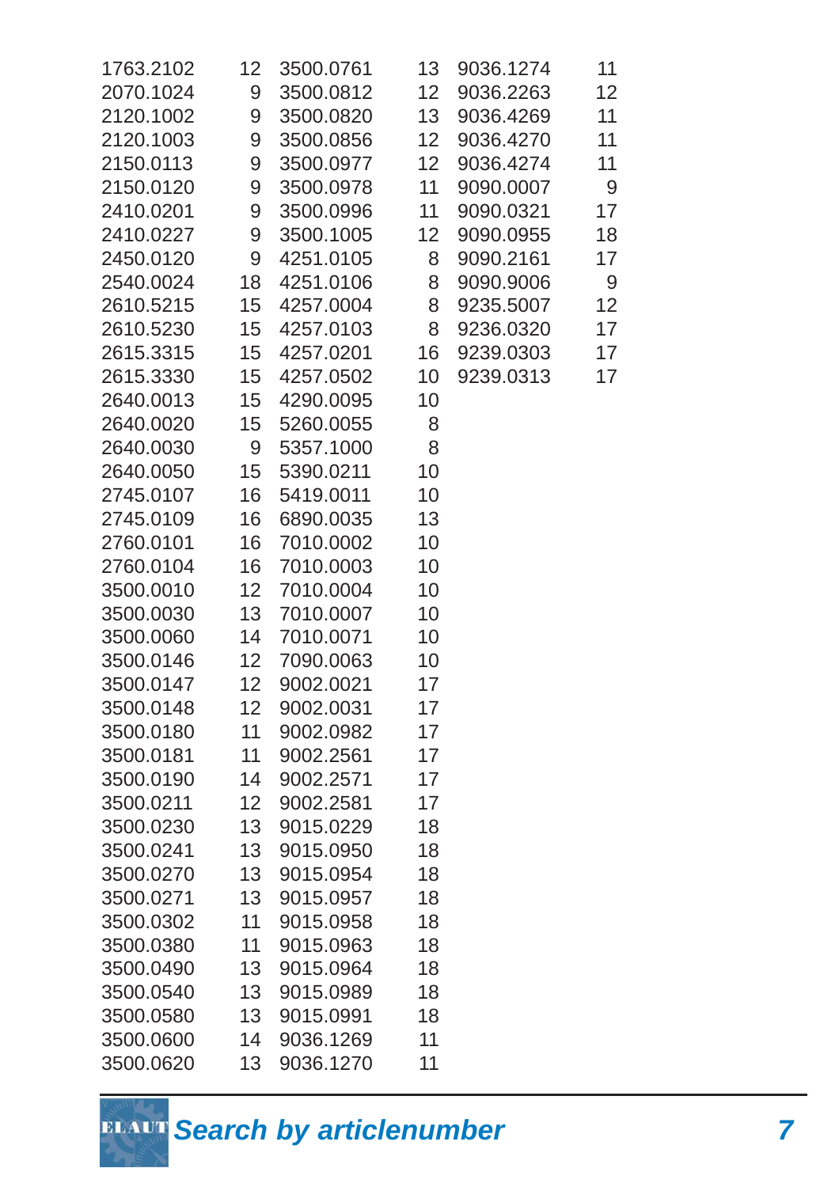| Article number | Page | Article number | Page | Article number | Page |
|---|---|---|---|---|---|
| 1763.2102 | 12 | 3500.0761 | 13 | 9036.1274 | 11 |
| 2070.1024 | 9 | 3500.0812 | 12 | 9036.2263 | 12 |
| 2120.1002 | 9 | 3500.0820 | 13 | 9036.4269 | 11 |
| 2120.1003 | 9 | 3500.0856 | 12 | 9036.4270 | 11 |
| 2150.0113 | 9 | 3500.0977 | 12 | 9036.4274 | 11 |
| 2150.0120 | 9 | 3500.0978 | 11 | 9090.0007 | 9 |
| 2410.0201 | 9 | 3500.0996 | 11 | 9090.0321 | 17 |
| 2410.0227 | 9 | 3500.1005 | 12 | 9090.0955 | 18 |
| 2450.0120 | 9 | 4251.0105 | 8 | 9090.2161 | 17 |
| 2540.0024 | 18 | 4251.0106 | 8 | 9090.9006 | 9 |
| 2610.5215 | 15 | 4257.0004 | 8 | 9235.5007 | 12 |
| 2610.5230 | 15 | 4257.0103 | 8 | 9236.0320 | 17 |
| 2615.3315 | 15 | 4257.0201 | 16 | 9239.0303 | 17 |
| 2615.3330 | 15 | 4257.0502 | 10 | 9239.0313 | 17 |
| 2640.0013 | 15 | 4290.0095 | 10 | | |
| 2640.0020 | 15 | 5260.0055 | 8 | | |
| 2640.0030 | 9 | 5357.1000 | 8 | | |
| 2640.0050 | 15 | 5390.0211 | 10 | | |
| 2745.0107 | 16 | 5419.0011 | 10 | | |
| 2745.0109 | 16 | 6890.0035 | 13 | | |
| 2760.0101 | 16 | 7010.0002 | 10 | | |
| 2760.0104 | 16 | 7010.0003 | 10 | | |
| 3500.0010 | 12 | 7010.0004 | 10 | | |
| 3500.0030 | 13 | 7010.0007 | 10 | | |
| 3500.0060 | 14 | 7010.0071 | 10 | | |
| 3500.0146 | 12 | 7090.0063 | 10 | | |
| 3500.0147 | 12 | 9002.0021 | 17 | | |
| 3500.0148 | 12 | 9002.0031 | 17 | | |
| 3500.0180 | 11 | 9002.0982 | 17 | | |
| 3500.0181 | 11 | 9002.2561 | 17 | | |
| 3500.0190 | 14 | 9002.2571 | 17 | | |
| 3500.0211 | 12 | 9002.2581 | 17 | | |
| 3500.0230 | 13 | 9015.0229 | 18 | | |
| 3500.0241 | 13 | 9015.0950 | 18 | | |
| 3500.0270 | 13 | 9015.0954 | 18 | | |
| 3500.0271 | 13 | 9015.0957 | 18 | | |
| 3500.0302 | 11 | 9015.0958 | 18 | | |
| 3500.0380 | 11 | 9015.0963 | 18 | | |
| 3500.0490 | 13 | 9015.0964 | 18 | | |
| 3500.0540 | 13 | 9015.0989 | 18 | | |
| 3500.0580 | 13 | 9015.0991 | 18 | | |
| 3500.0600 | 14 | 9036.1269 | 11 | | |
| 3500.0620 | 13 | 9036.1270 | 11 | | |

ELAUT ***Search by articlenumber***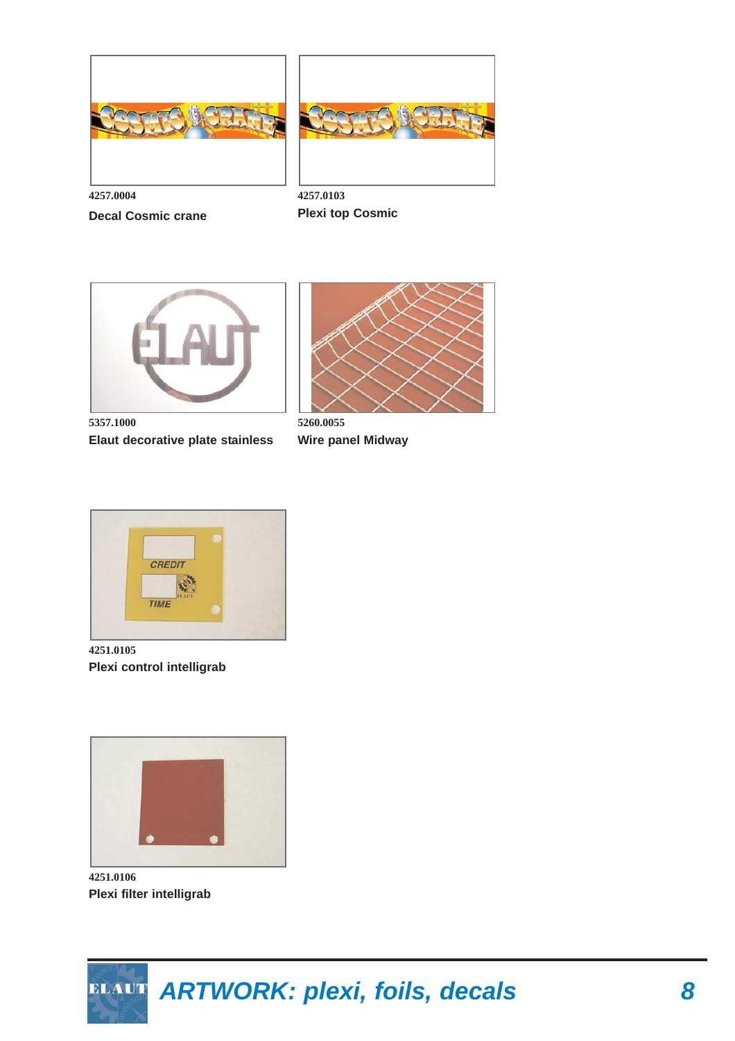4257.0004

**Decal Cosmic crane**

4257.0103

**Plexi top Cosmic**

5357.1000

**Elaut decorative plate stainless**

5260.0055

**Wire panel Midway**

4251.0105

**Plexi control intelligrab**

4251.0106

**Plexi filter intelligrab**

## ARTWORK: plexi, foils, decals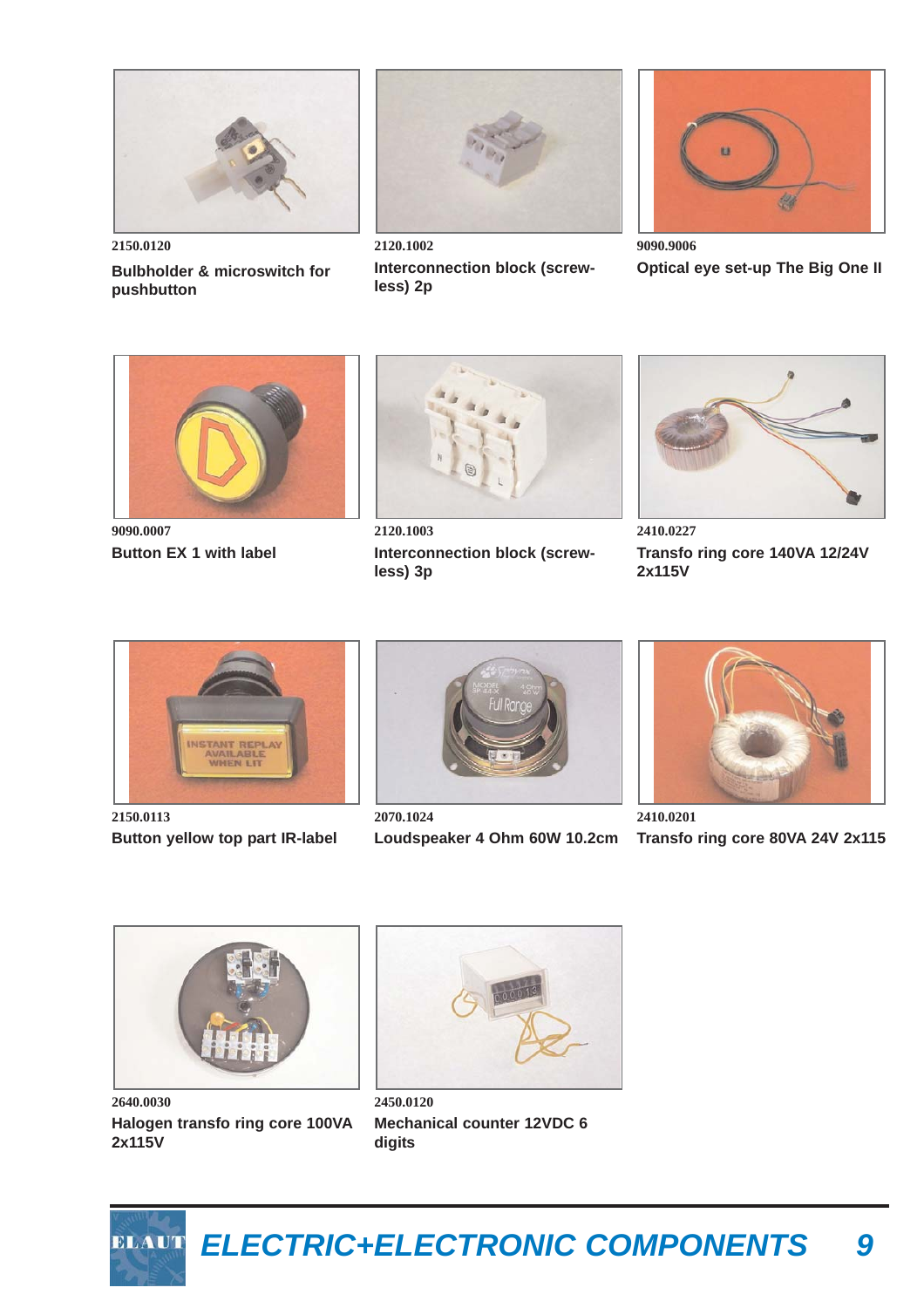2150.0120

**Bulbholder & microswitch for pushbutton**

2120.1002

**Interconnection block (screw-less) 2p**

9090.9006

**Optical eye set-up The Big One II**

9090.0007

**Button EX 1 with label**

2120.1003

**Interconnection block (screw-less) 3p**

2410.0227

**Transfo ring core 140VA 12/24V 2x115V**

2150.0113

**Button yellow top part IR-label**

2070.1024

**Loudspeaker 4 Ohm 60W 10.2cm**

2410.0201

**Transfo ring core 80VA 24V 2x115**

2640.0030

**Halogen transfo ring core 100VA 2x115V**

2450.0120

**Mechanical counter 12VDC 6 digits**

## *ELECTRIC+ELECTRONIC COMPONENTS*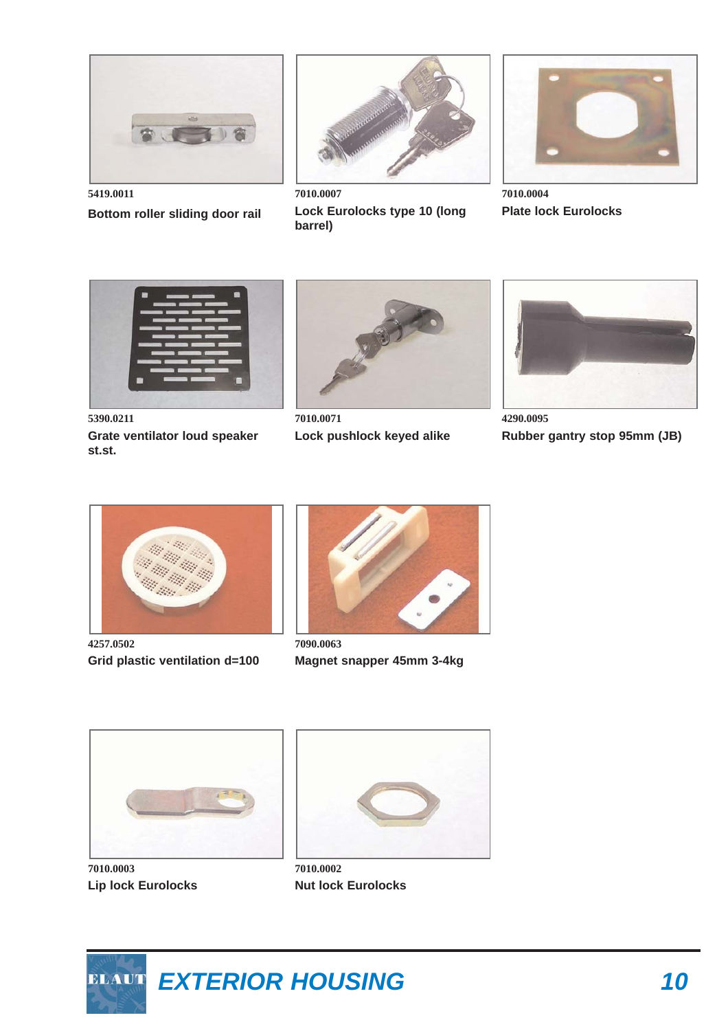5419.0011

**Bottom roller sliding door rail**

7010.0007

**Lock Eurolocks type 10 (long barrel)**

7010.0004

**Plate lock Eurolocks**

5390.0211

**Grate ventilator loud speaker st.st.**

7010.0071

**Lock pushlock keyed alike**

4290.0095

**Rubber gantry stop 95mm (JB)**

4257.0502

**Grid plastic ventilation d=100**

7090.0063

**Magnet snapper 45mm 3-4kg**

7010.0003

**Lip lock Eurolocks**

7010.0002

**Nut lock Eurolocks**

## *EXTERIOR HOUSING*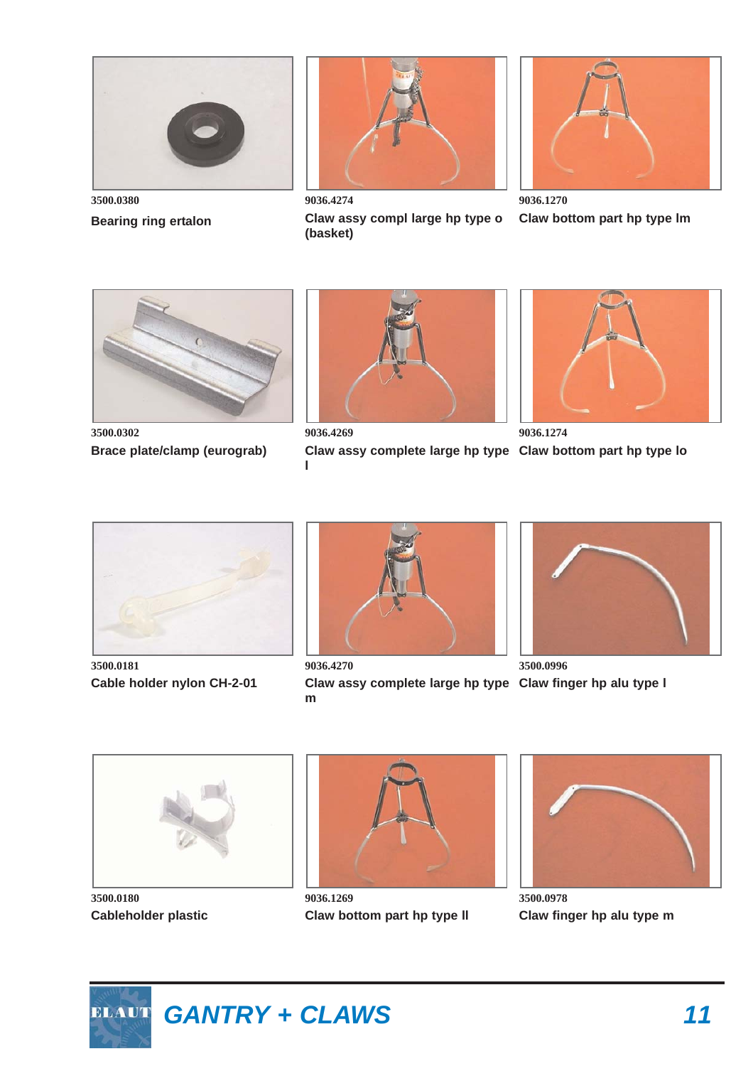3500.0380

**Bearing ring ertalon**

9036.4274

**Claw assy compl large hp type o (basket)**

9036.1270

**Claw bottom part hp type lm**

3500.0302

**Brace plate/clamp (eurograb)**

9036.4269

**Claw assy complete large hp type l**

9036.1274

**Claw bottom part hp type lo**

3500.0181

**Cable holder nylon CH-2-01**

9036.4270

**Claw assy complete large hp type m**

3500.0996

**Claw finger hp alu type l**

3500.0180

**Cableholder plastic**

9036.1269

**Claw bottom part hp type ll**

3500.0978

**Claw finger hp alu type m**

## *GANTRY + CLAWS*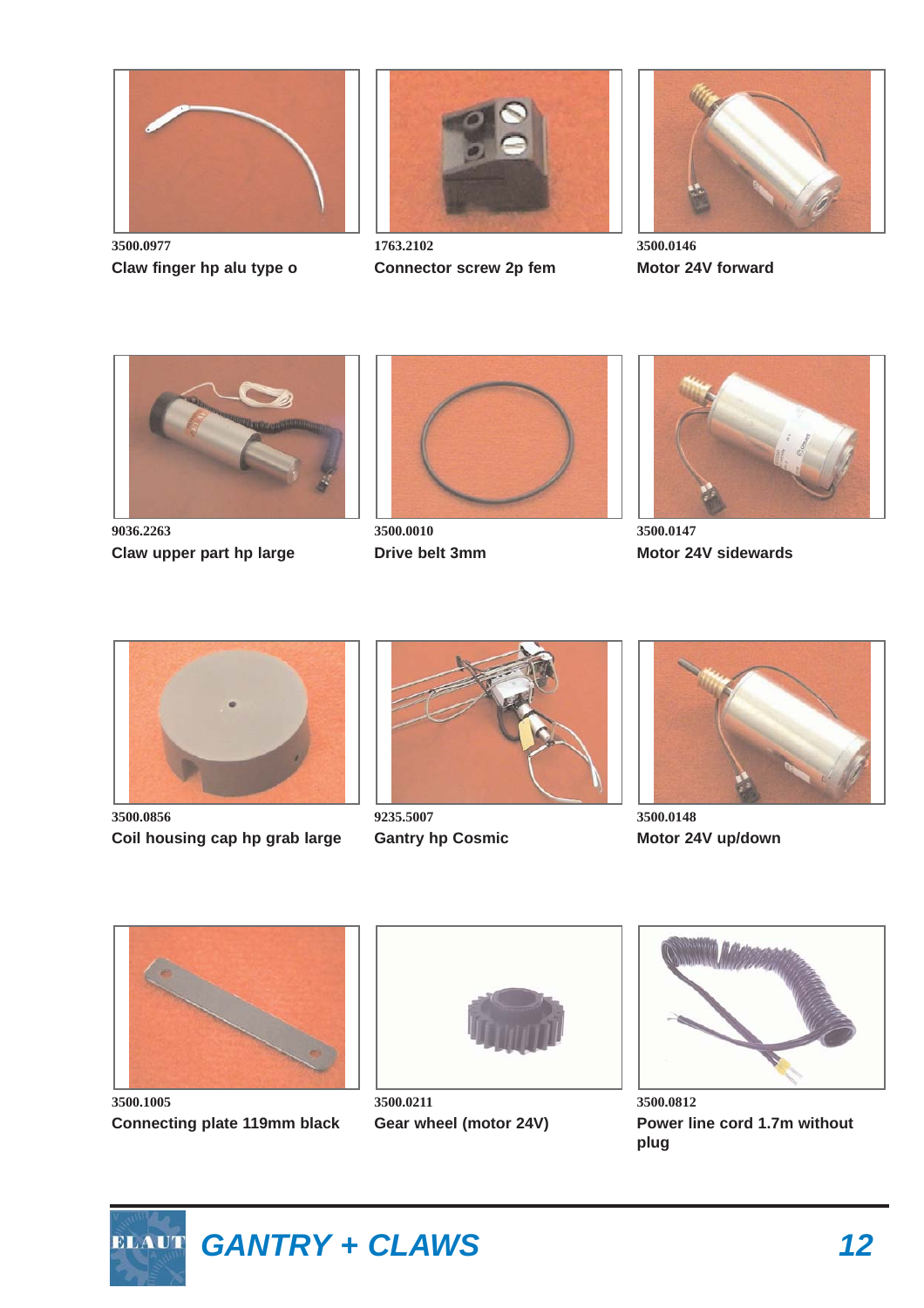3500.0977
**Claw finger hp alu type o**

1763.2102
**Connector screw 2p fem**

3500.0146
**Motor 24V forward**

9036.2263
**Claw upper part hp large**

3500.0010
**Drive belt 3mm**

3500.0147
**Motor 24V sidewards**

3500.0856
**Coil housing cap hp grab large**

9235.5007
**Gantry hp Cosmic**

3500.0148
**Motor 24V up/down**

3500.1005
**Connecting plate 119mm black**

3500.0211
**Gear wheel (motor 24V)**

3500.0812
**Power line cord 1.7m without plug**

## *GANTRY + CLAWS*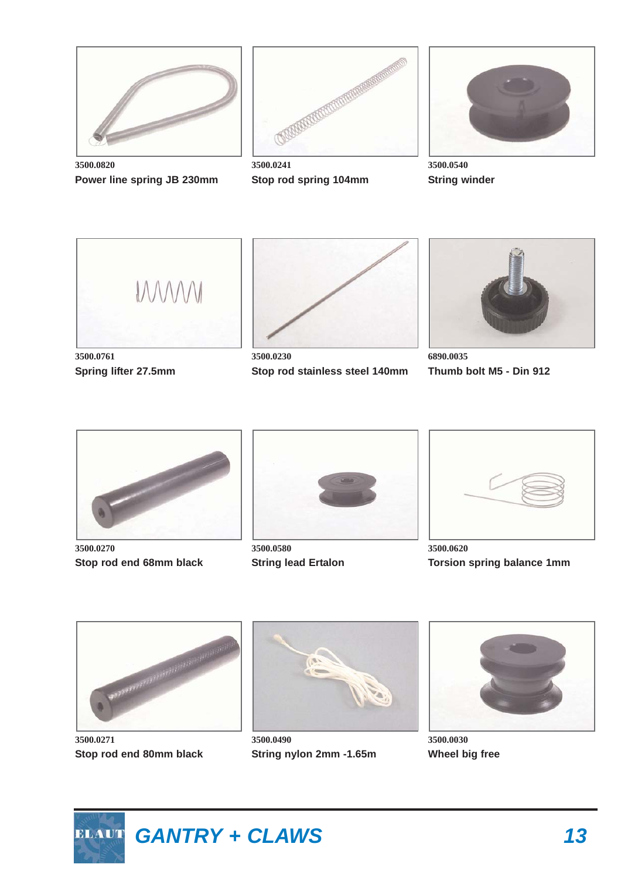3500.0820
**Power line spring JB 230mm**

3500.0241
**Stop rod spring 104mm**

3500.0540
**String winder**

3500.0761
**Spring lifter 27.5mm**

3500.0230
**Stop rod stainless steel 140mm**

6890.0035
**Thumb bolt M5 - Din 912**

3500.0270
**Stop rod end 68mm black**

3500.0580
**String lead Ertalon**

3500.0620
**Torsion spring balance 1mm**

3500.0271
**Stop rod end 80mm black**

3500.0490
**String nylon 2mm -1.65m**

3500.0030
**Wheel big free**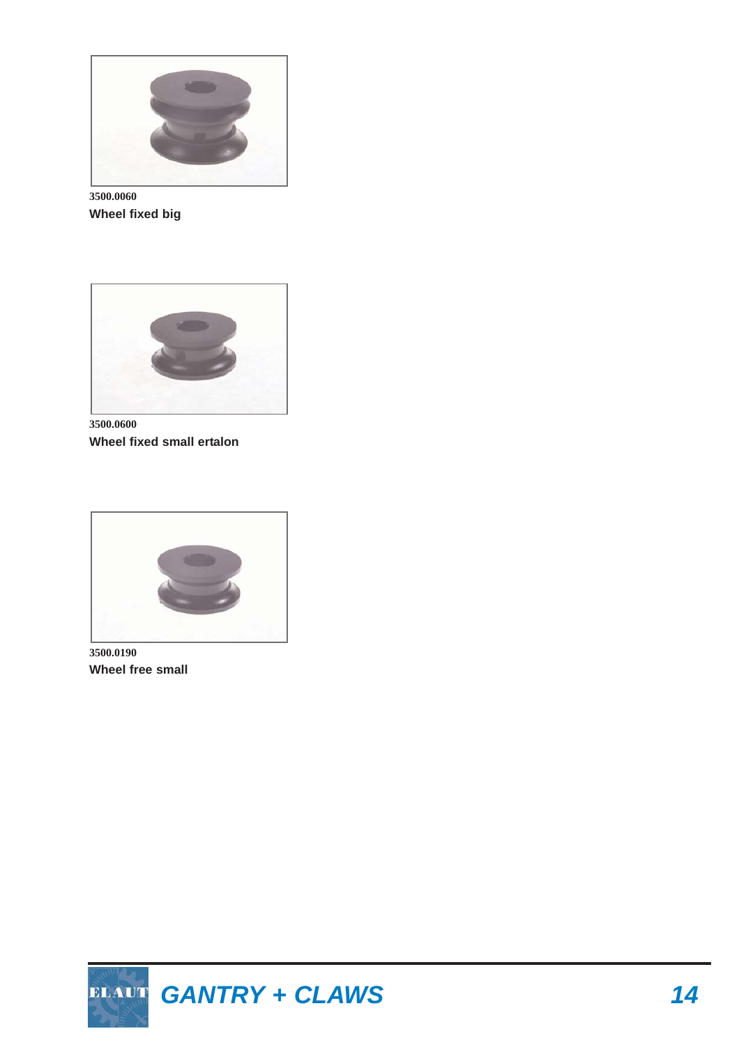3500.0060

**Wheel fixed big**

3500.0600

**Wheel fixed small ertalon**

3500.0190

**Wheel free small**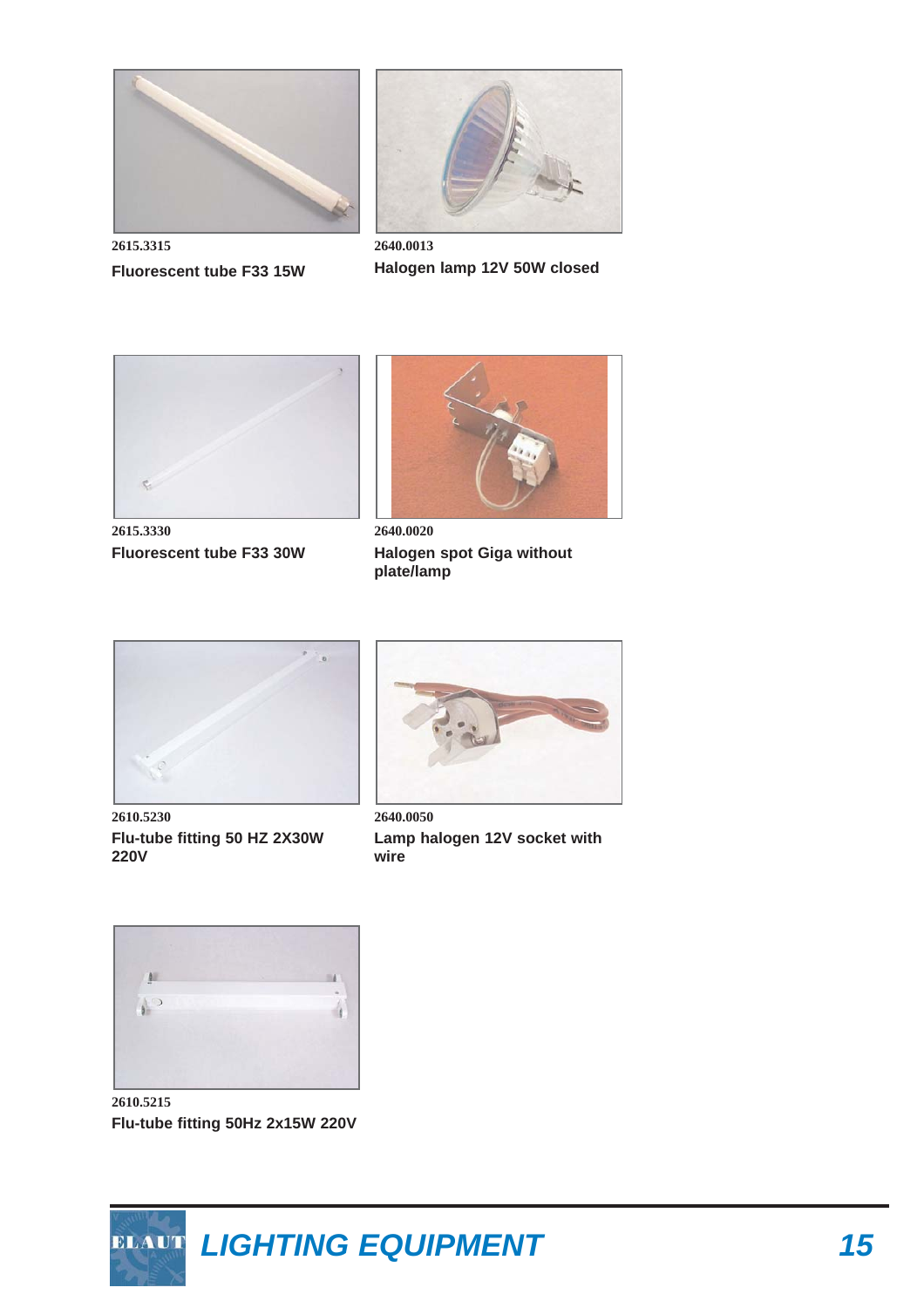2615.3315

**Fluorescent tube F33 15W**

2640.0013

**Halogen lamp 12V 50W closed**

2615.3330

**Fluorescent tube F33 30W**

2640.0020

**Halogen spot Giga without plate/lamp**

2610.5230

**Flu-tube fitting 50 HZ 2X30W 220V**

2640.0050

**Lamp halogen 12V socket with wire**

2610.5215

**Flu-tube fitting 50Hz 2x15W 220V**

## *LIGHTING EQUIPMENT*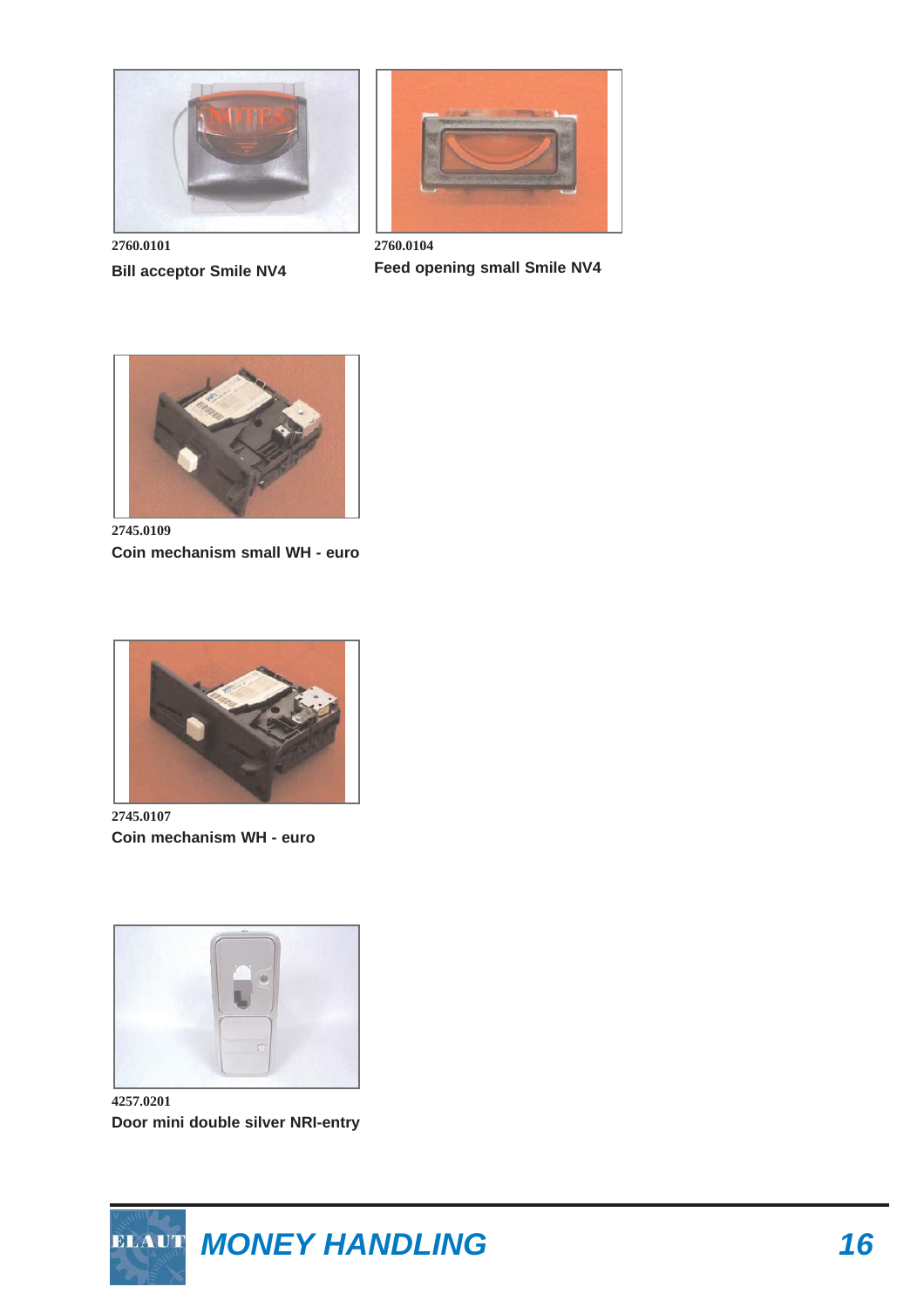2760.0101

**Bill acceptor Smile NV4**

2760.0104

**Feed opening small Smile NV4**

2745.0109

**Coin mechanism small WH - euro**

2745.0107

**Coin mechanism WH - euro**

4257.0201

**Door mini double silver NRI-entry**

## MONEY HANDLING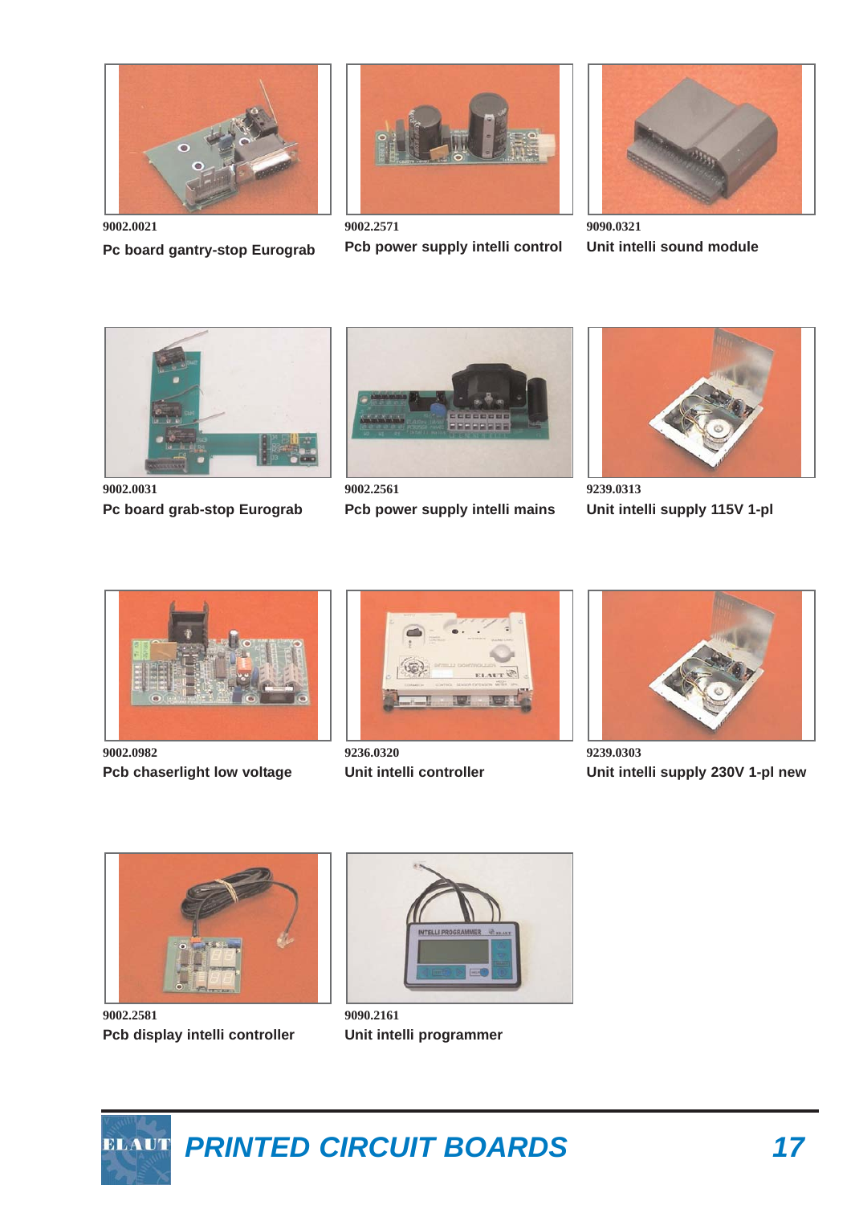9002.0021

**Pc board gantry-stop Eurograb**

9002.2571

**Pcb power supply intelli control**

9090.0321

**Unit intelli sound module**

9002.0031

**Pc board grab-stop Eurograb**

9002.2561

**Pcb power supply intelli mains**

9239.0313

**Unit intelli supply 115V 1-pl**

9002.0982

**Pcb chaserlight low voltage**

9236.0320

**Unit intelli controller**

9239.0303

**Unit intelli supply 230V 1-pl new**

9002.2581

**Pcb display intelli controller**

9090.2161

**Unit intelli programmer**

# *PRINTED CIRCUIT BOARDS*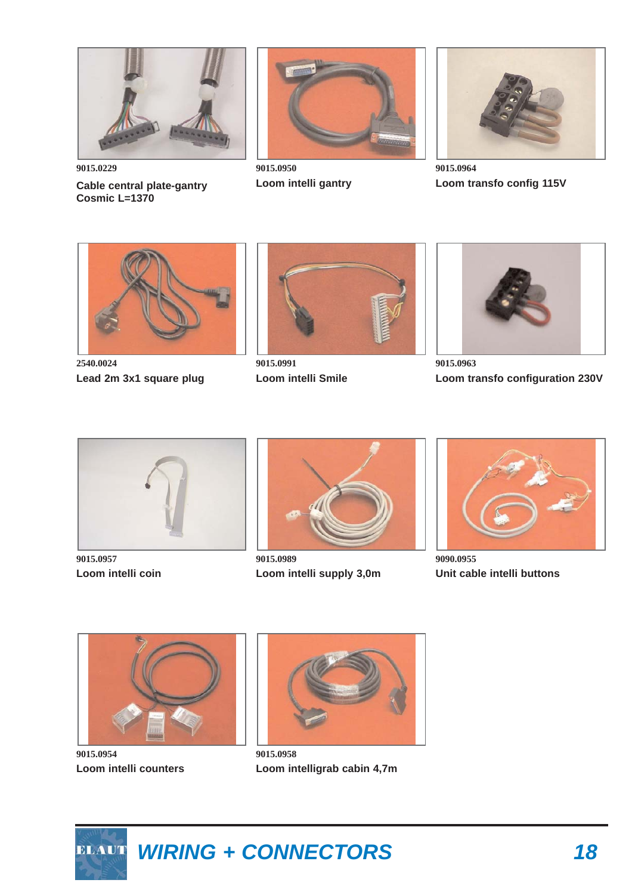9015.0229

Cable central plate-gantry Cosmic L=1370

9015.0950

Loom intelli gantry

9015.0964

Loom transfo config 115V

2540.0024

Lead 2m 3x1 square plug

9015.0991

Loom intelli Smile

9015.0963

Loom transfo configuration 230V

9015.0957

Loom intelli coin

9015.0989

Loom intelli supply 3,0m

9090.0955

Unit cable intelli buttons

9015.0954

Loom intelli counters

9015.0958

Loom intelligrab cabin 4,7m

# *WIRING + CONNECTORS*